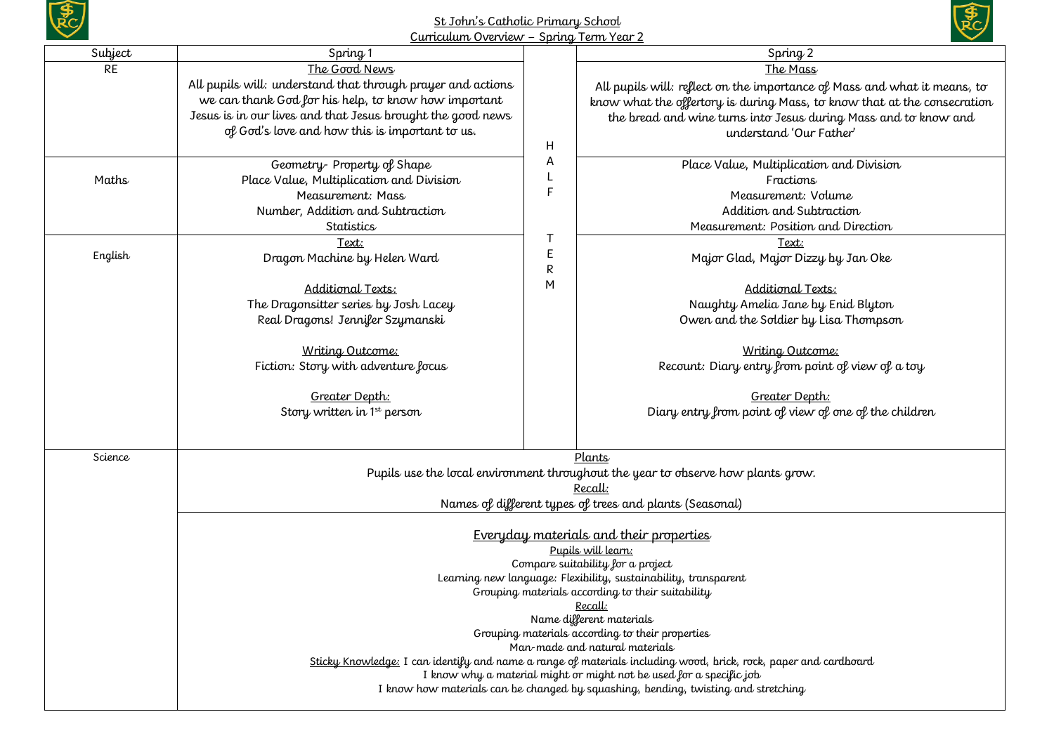# St John's Catholic Primary School

## Curriculum Overview – Spring Term Year 2

| Subject | Spring 1 | | Spring 2 |
|---|---|---|---|
| RE | The Good News<br>All pupils will: understand that through prayer and actions we can thank God for his help, to know how important Jesus is in our lives and that Jesus brought the good news of God's love and how this is important to us. | HALF TERM | The Mass<br>All pupils will: reflect on the importance of Mass and what it means, to know what the offertory is during Mass, to know that at the consecration the bread and wine turns into Jesus during Mass and to know and understand 'Our Father' |
| Maths | Geometry- Property of Shape<br>Place Value, Multiplication and Division<br>Measurement: Mass<br>Number, Addition and Subtraction<br>Statistics | | Place Value, Multiplication and Division<br>Fractions<br>Measurement: Volume<br>Addition and Subtraction<br>Measurement: Position and Direction |
| English | Text:<br>Dragon Machine by Helen Ward<br><br>Additional Texts:<br>The Dragonsitter series by Josh Lacey<br>Real Dragons! Jennifer Szymanski<br><br>Writing Outcome:<br>Fiction: Story with adventure focus<br><br>Greater Depth:<br>Story written in 1st person | | Text:<br>Major Glad, Major Dizzy by Jan Oke<br><br>Additional Texts:<br>Naughty Amelia Jane by Enid Blyton<br>Owen and the Soldier by Lisa Thompson<br><br>Writing Outcome:<br>Recount: Diary entry from point of view of a toy<br><br>Greater Depth:<br>Diary entry from point of view of one of the children |
| Science | Plants<br>Pupils use the local environment throughout the year to observe how plants grow.<br>Recall:<br>Names of different types of trees and plants (Seasonal) | | |
| | Everyday materials and their properties<br>Pupils will learn:<br>Compare suitability for a project<br>Learning new language: Flexibility, sustainability, transparent<br>Grouping materials according to their suitability<br>Recall:<br>Name different materials<br>Grouping materials according to their properties<br>Man-made and natural materials<br>Sticky Knowledge: I can identify and name a range of materials including wood, brick, rock, paper and cardboard<br>I know why a material might or might not be used for a specific job<br>I know how materials can be changed by squashing, bending, twisting and stretching | | |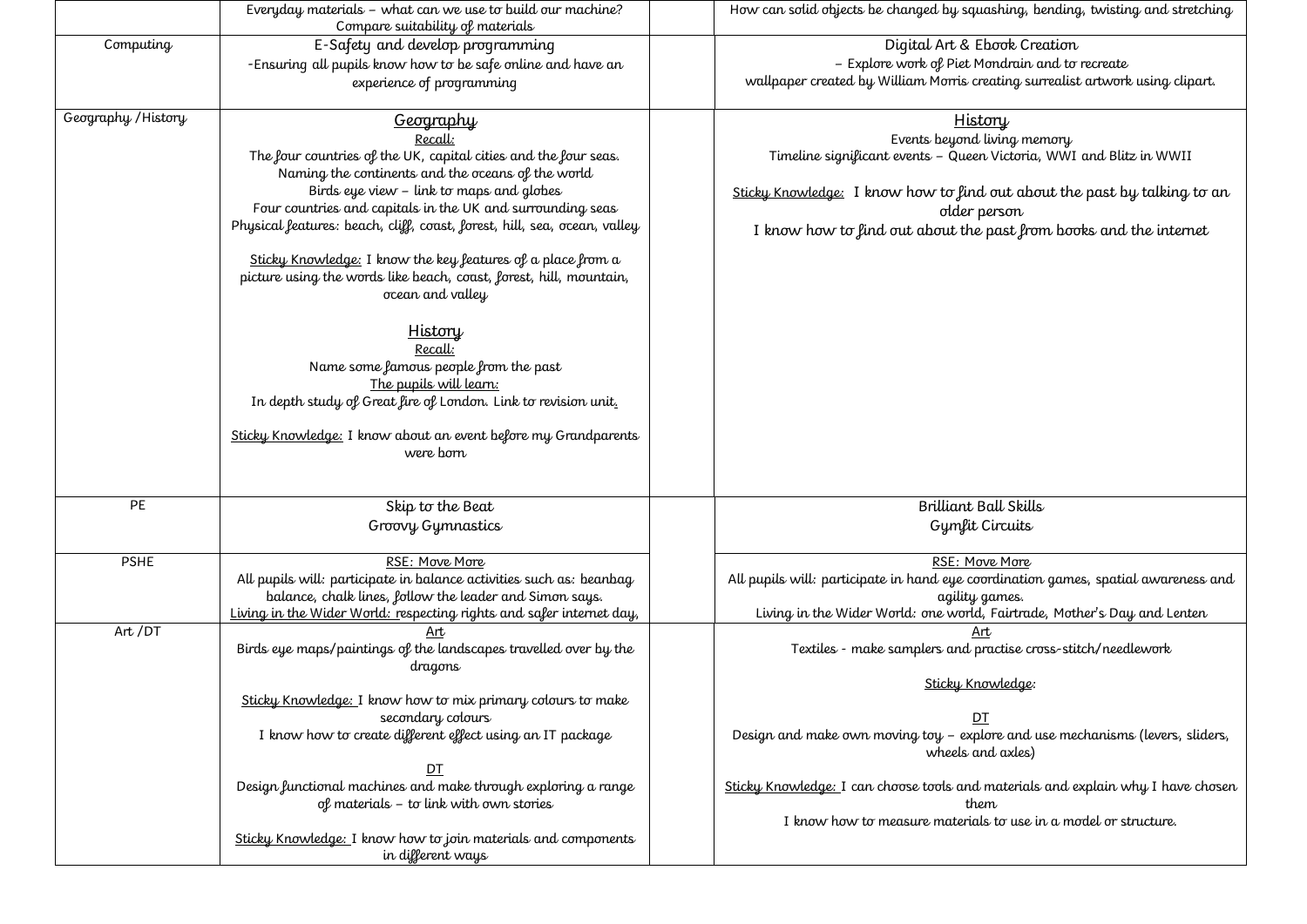| | | | |
|---|---|---|---|
| | Everyday materials – what can we use to build our machine? Compare suitability of materials | | How can solid objects be changed by squashing, bending, twisting and stretching |
| Computing | E-Safety and develop programming<br>-Ensuring all pupils know how to be safe online and have an experience of programming | | Digital Art & Ebook Creation<br>– Explore work of Piet Mondrain and to recreate wallpaper created by William Morris creating surrealist artwork using clipart. |
| Geography /History | <u>Geography</u><br><u>Recall:</u><br>The four countries of the UK, capital cities and the four seas.<br>Naming the continents and the oceans of the world<br>Birds eye view – link to maps and globes<br>Four countries and capitals in the UK and surrounding seas<br>Physical features: beach, cliff, coast, forest, hill, sea, ocean, valley<br><br><u>Sticky Knowledge:</u> I know the key features of a place from a picture using the words like beach, coast, forest, hill, mountain, ocean and valley<br><br><u>History</u><br><u>Recall:</u><br>Name some famous people from the past<br><u>The pupils will learn:</u><br>In depth study of Great fire of London. Link to revision unit.<br><br><u>Sticky Knowledge:</u> I know about an event before my Grandparents were born | | <u>History</u><br>Events beyond living memory<br>Timeline significant events – Queen Victoria, WWI and Blitz in WWII<br><br><u>Sticky Knowledge:</u> I know how to find out about the past by talking to an older person<br>I know how to find out about the past from books and the internet |
| PE | Skip to the Beat<br>Groovy Gymnastics | | Brilliant Ball Skills<br>Gymfit Circuits |
| PSHE | <u>RSE: Move More</u><br>All pupils will: participate in balance activities such as: beanbag balance, chalk lines, follow the leader and Simon says.<br><u>Living in the Wider World:</u> respecting rights and safer internet day, | | <u>RSE: Move More</u><br>All pupils will: participate in hand eye coordination games, spatial awareness and agility games.<br>Living in the Wider World: one world, Fairtrade, Mother's Day and Lenten |
| Art /DT | <u>Art</u><br>Birds eye maps/paintings of the landscapes travelled over by the dragons<br><br><u>Sticky Knowledge:</u> I know how to mix primary colours to make secondary colours<br>I know how to create different effect using an IT package<br><br><u>DT</u><br>Design functional machines and make through exploring a range of materials – to link with own stories<br><br><u>Sticky Knowledge:</u> I know how to join materials and components in different ways | | <u>Art</u><br>Textiles - make samplers and practise cross-stitch/needlework<br><br><u>Sticky Knowledge</u>:<br><br><u>DT</u><br>Design and make own moving toy – explore and use mechanisms (levers, sliders, wheels and axles)<br><br><u>Sticky Knowledge:</u> I can choose tools and materials and explain why I have chosen them<br>I know how to measure materials to use in a model or structure. |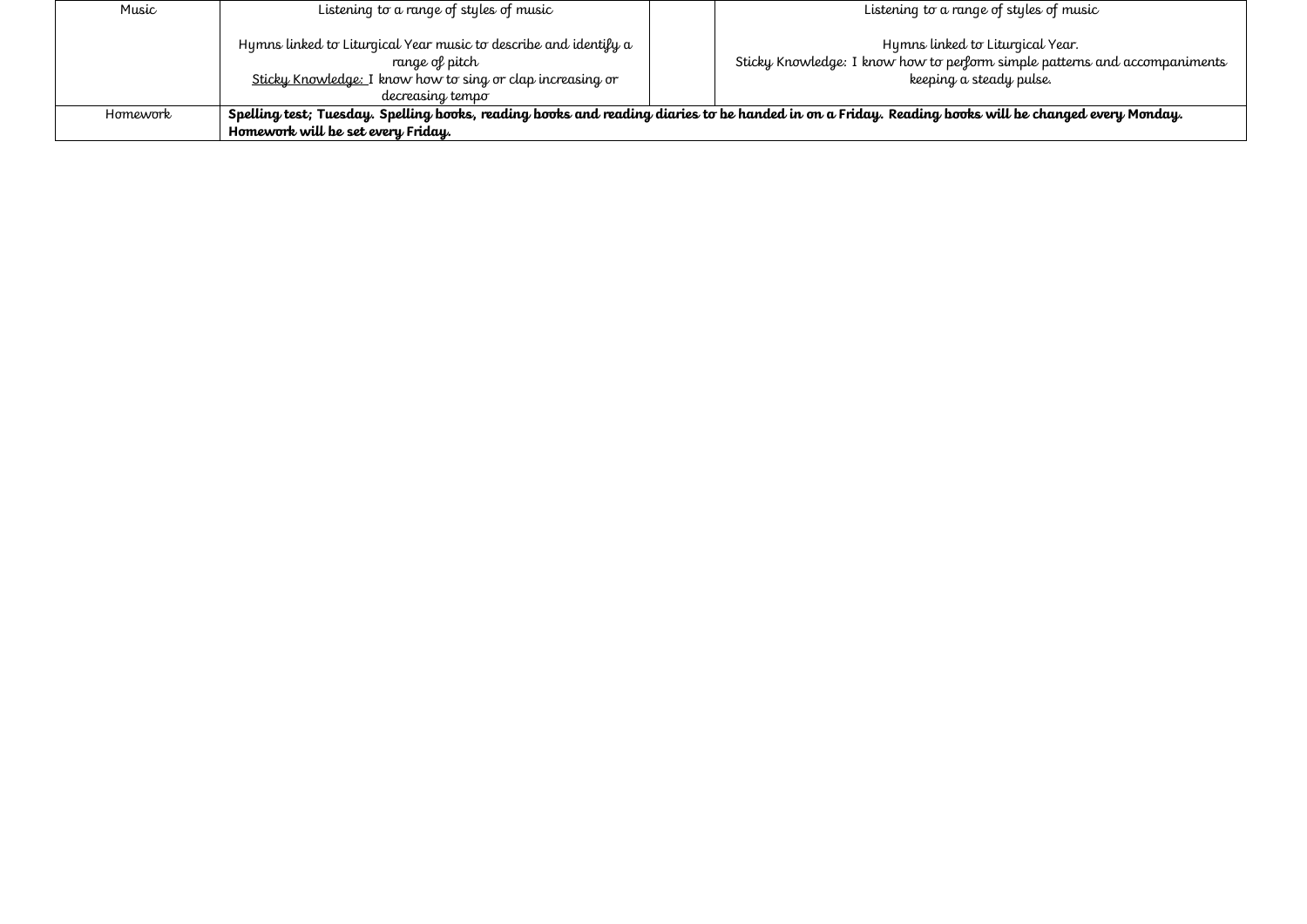| | | | |
|---|---|---|---|
| Music | Listening to a range of styles of music<br><br>Hymns linked to Liturgical Year music to describe and identify a range of pitch<br><u>Sticky Knowledge:</u> I know how to sing or clap increasing or decreasing tempo | | Listening to a range of styles of music<br><br>Hymns linked to Liturgical Year.<br>Sticky Knowledge: I know how to perform simple patterns and accompaniments keeping a steady pulse. |
| Homework | **Spelling test; Tuesday. Spelling books, reading books and reading diaries to be handed in on a Friday. Reading books will be changed every Monday. Homework will be set every Friday.** | | |